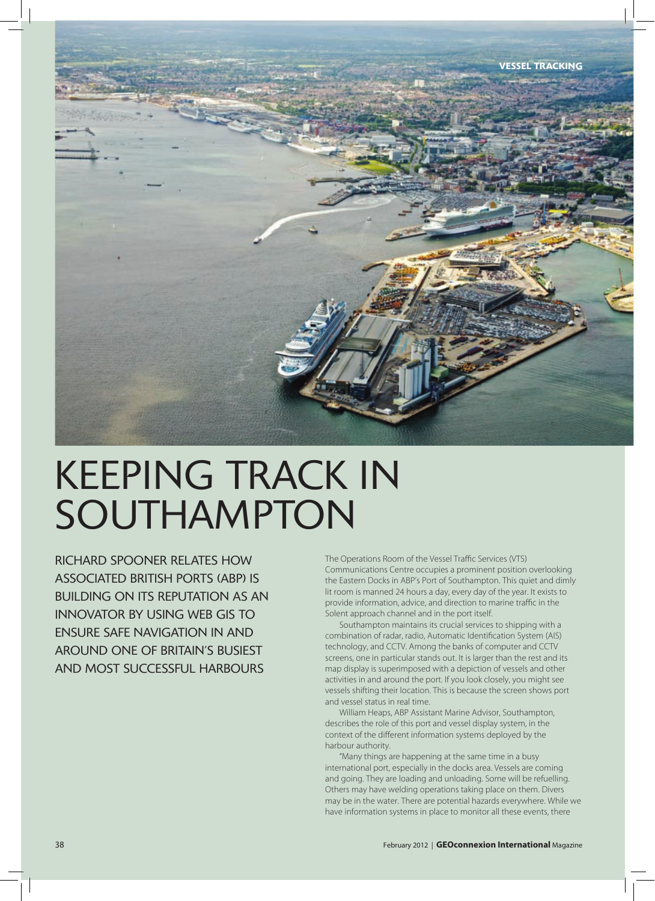# KEEPING TRACK IN SOUTHAMPTON

RICHARD SPOONER RELATES HOW ASSOCIATED BRITISH PORTS (ABP) IS BUILDING ON ITS REPUTATION AS AN INNOVATOR BY USING WEB GIS TO ENSURE SAFE NAVIGATION IN AND AROUND ONE OF BRITAIN'S BUSIEST AND MOST SUCCESSFUL HARBOURS

The Operations Room of the Vessel Traffic Services (VTS) Communications Centre occupies a prominent position overlooking the Eastern Docks in ABP's Port of Southampton. This quiet and dimly lit room is manned 24 hours a day, every day of the year. It exists to provide information, advice, and direction to marine traffic in the Solent approach channel and in the port itself.

Southampton maintains its crucial services to shipping with a combination of radar, radio, Automatic Identification System (AIS) technology, and CCTV. Among the banks of computer and CCTV screens, one in particular stands out. It is larger than the rest and its map display is superimposed with a depiction of vessels and other activities in and around the port. If you look closely, you might see vessels shifting their location. This is because the screen shows port and vessel status in real time.

William Heaps, ABP Assistant Marine Advisor, Southampton, describes the role of this port and vessel display system, in the context of the different information systems deployed by the harbour authority.

"Many things are happening at the same time in a busy international port, especially in the docks area. Vessels are coming and going. They are loading and unloading. Some will be refuelling. Others may have welding operations taking place on them. Divers may be in the water. There are potential hazards everywhere. While we have information systems in place to monitor all these events, there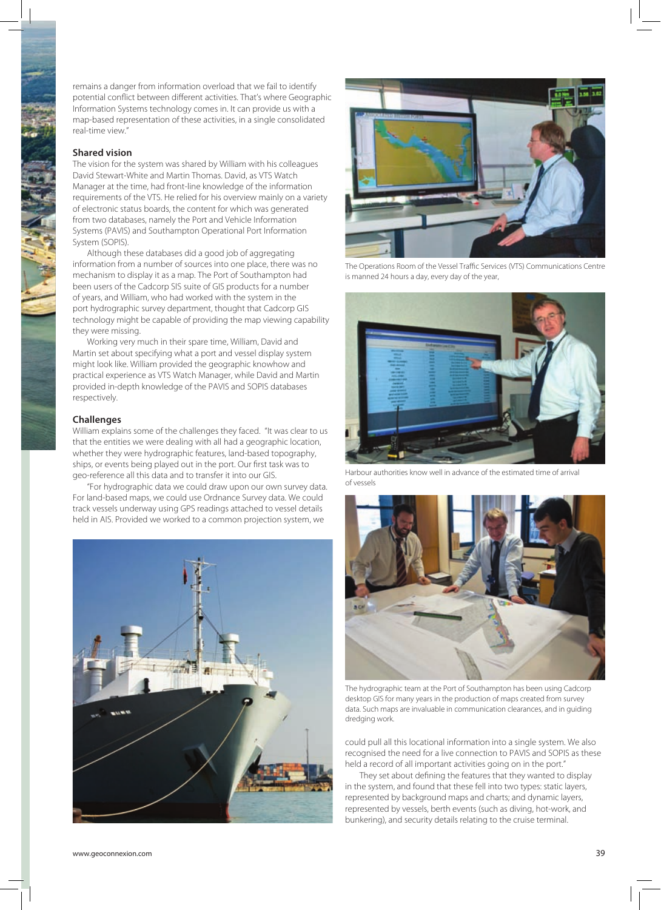remains a danger from information overload that we fail to identify potential conflict between different activities. That's where Geographic Information Systems technology comes in. It can provide us with a map-based representation of these activities, in a single consolidated real-time view."

### Shared vision

The vision for the system was shared by William with his colleagues David Stewart-White and Martin Thomas. David, as VTS Watch Manager at the time, had front-line knowledge of the information requirements of the VTS. He relied for his overview mainly on a variety of electronic status boards, the content for which was generated from two databases, namely the Port and Vehicle Information Systems (PAVIS) and Southampton Operational Port Information System (SOPIS).

Although these databases did a good job of aggregating information from a number of sources into one place, there was no mechanism to display it as a map. The Port of Southampton had been users of the Cadcorp SIS suite of GIS products for a number of years, and William, who had worked with the system in the port hydrographic survey department, thought that Cadcorp GIS technology might be capable of providing the map viewing capability they were missing.

Working very much in their spare time, William, David and Martin set about specifying what a port and vessel display system might look like. William provided the geographic knowhow and practical experience as VTS Watch Manager, while David and Martin provided in-depth knowledge of the PAVIS and SOPIS databases respectively.

### Challenges

William explains some of the challenges they faced. "It was clear to us that the entities we were dealing with all had a geographic location, whether they were hydrographic features, land-based topography, ships, or events being played out in the port. Our first task was to geo-reference all this data and to transfer it into our GIS.

"For hydrographic data we could draw upon our own survey data. For land-based maps, we could use Ordnance Survey data. We could track vessels underway using GPS readings attached to vessel details held in AIS. Provided we worked to a common projection system, we could pull all this locational information into a single system. We also recognised the need for a live connection to PAVIS and SOPIS as these held a record of all important activities going on in the port."

They set about defining the features that they wanted to display in the system, and found that these fell into two types: static layers, represented by background maps and charts; and dynamic layers, represented by vessels, berth events (such as diving, hot-work, and bunkering), and security details relating to the cruise terminal.

The Operations Room of the Vessel Traffic Services (VTS) Communications Centre is manned 24 hours a day, every day of the year,

Harbour authorities know well in advance of the estimated time of arrival of vessels

The hydrographic team at the Port of Southampton has been using Cadcorp desktop GIS for many years in the production of maps created from survey data. Such maps are invaluable in communication clearances, and in guiding dredging work.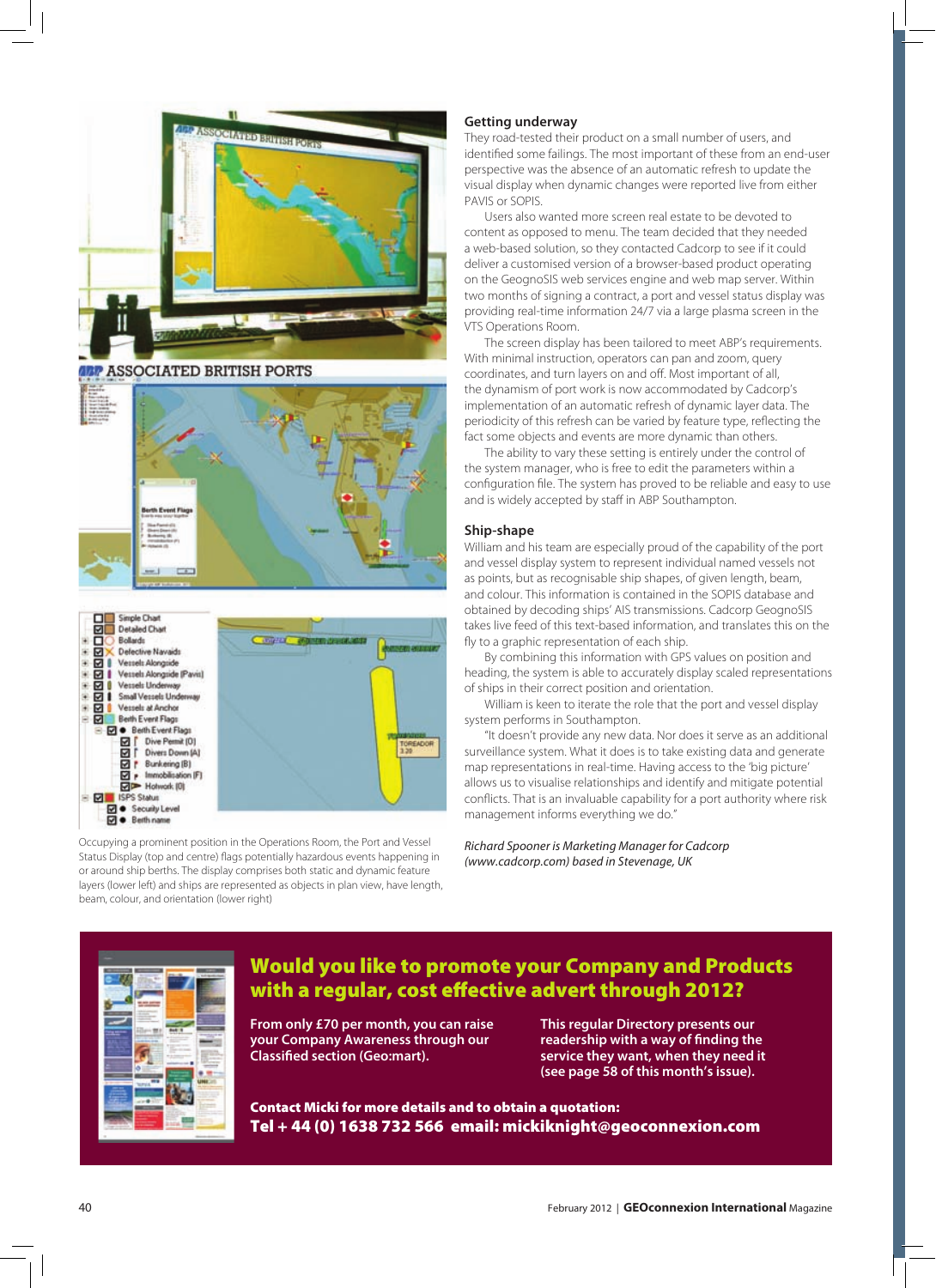Occupying a prominent position in the Operations Room, the Port and Vessel Status Display (top and centre) flags potentially hazardous events happening in or around ship berths. The display comprises both static and dynamic feature layers (lower left) and ships are represented as objects in plan view, have length, beam, colour, and orientation (lower right)

## Getting underway

They road-tested their product on a small number of users, and identified some failings. The most important of these from an end-user perspective was the absence of an automatic refresh to update the visual display when dynamic changes were reported live from either PAVIS or SOPIS.

Users also wanted more screen real estate to be devoted to content as opposed to menu. The team decided that they needed a web-based solution, so they contacted Cadcorp to see if it could deliver a customised version of a browser-based product operating on the GeognoSIS web services engine and web map server. Within two months of signing a contract, a port and vessel status display was providing real-time information 24/7 via a large plasma screen in the VTS Operations Room.

The screen display has been tailored to meet ABP's requirements. With minimal instruction, operators can pan and zoom, query coordinates, and turn layers on and off. Most important of all, the dynamism of port work is now accommodated by Cadcorp's implementation of an automatic refresh of dynamic layer data. The periodicity of this refresh can be varied by feature type, reflecting the fact some objects and events are more dynamic than others.

The ability to vary these setting is entirely under the control of the system manager, who is free to edit the parameters within a configuration file. The system has proved to be reliable and easy to use and is widely accepted by staff in ABP Southampton.

## Ship-shape

William and his team are especially proud of the capability of the port and vessel display system to represent individual named vessels not as points, but as recognisable ship shapes, of given length, beam, and colour. This information is contained in the SOPIS database and obtained by decoding ships' AIS transmissions. Cadcorp GeognoSIS takes live feed of this text-based information, and translates this on the fly to a graphic representation of each ship.

By combining this information with GPS values on position and heading, the system is able to accurately display scaled representations of ships in their correct position and orientation.

William is keen to iterate the role that the port and vessel display system performs in Southampton.

"It doesn't provide any new data. Nor does it serve as an additional surveillance system. What it does is to take existing data and generate map representations in real-time. Having access to the 'big picture' allows us to visualise relationships and identify and mitigate potential conflicts. That is an invaluable capability for a port authority where risk management informs everything we do."

*Richard Spooner is Marketing Manager for Cadcorp (www.cadcorp.com) based in Stevenage, UK*

**Would you like to promote your Company and Products with a regular, cost effective advert through 2012?**

**From only £70 per month, you can raise your Company Awareness through our Classified section (Geo:mart).**

**This regular Directory presents our readership with a way of finding the service they want, when they need it (see page 58 of this month's issue).**

**Contact Micki for more details and to obtain a quotation:**
**Tel + 44 (0) 1638 732 566 email: mickiknight@geoconnexion.com**